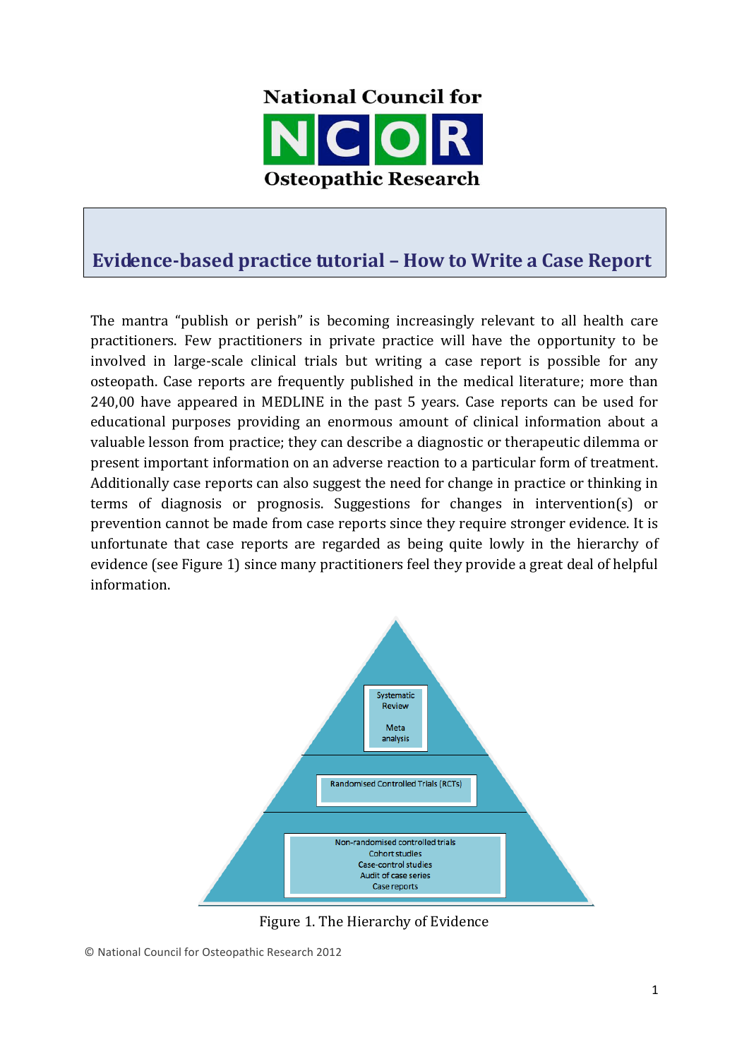National Council for

NCOR

Osteopathic Research

# Evidence-based practice tutorial – How to Write a Case Report

The mantra "publish or perish" is becoming increasingly relevant to all health care practitioners. Few practitioners in private practice will have the opportunity to be involved in large-scale clinical trials but writing a case report is possible for any osteopath. Case reports are frequently published in the medical literature; more than 240,00 have appeared in MEDLINE in the past 5 years. Case reports can be used for educational purposes providing an enormous amount of clinical information about a valuable lesson from practice; they can describe a diagnostic or therapeutic dilemma or present important information on an adverse reaction to a particular form of treatment. Additionally case reports can also suggest the need for change in practice or thinking in terms of diagnosis or prognosis. Suggestions for changes in intervention(s) or prevention cannot be made from case reports since they require stronger evidence. It is unfortunate that case reports are regarded as being quite lowly in the hierarchy of evidence (see Figure 1) since many practitioners feel they provide a great deal of helpful information.

Systematic Review

Meta analysis

Randomised Controlled Trials (RCTs)

Non-randomised controlled trials
Cohort studies
Case-control studies
Audit of case series
Case reports

Figure 1. The Hierarchy of Evidence

© National Council for Osteopathic Research 2012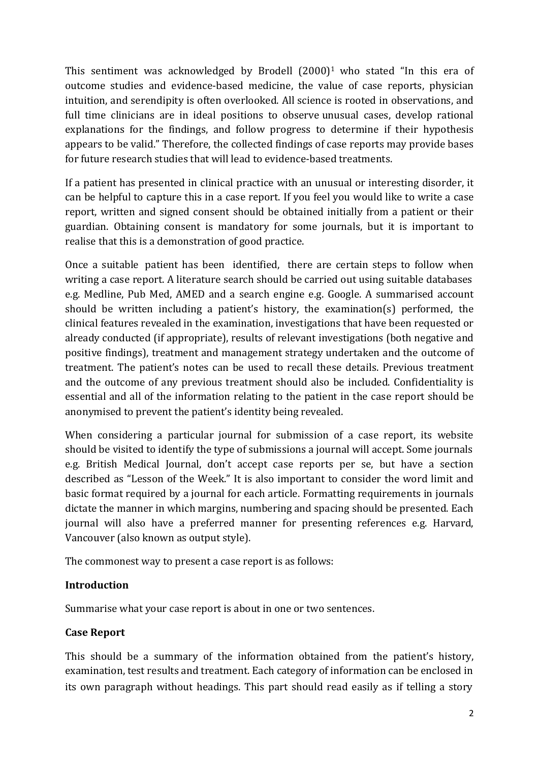This sentiment was acknowledged by Brodell (2000)[1] who stated "In this era of outcome studies and evidence-based medicine, the value of case reports, physician intuition, and serendipity is often overlooked. All science is rooted in observations, and full time clinicians are in ideal positions to observe unusual cases, develop rational explanations for the findings, and follow progress to determine if their hypothesis appears to be valid." Therefore, the collected findings of case reports may provide bases for future research studies that will lead to evidence-based treatments.

If a patient has presented in clinical practice with an unusual or interesting disorder, it can be helpful to capture this in a case report. If you feel you would like to write a case report, written and signed consent should be obtained initially from a patient or their guardian. Obtaining consent is mandatory for some journals, but it is important to realise that this is a demonstration of good practice.

Once a suitable patient has been identified, there are certain steps to follow when writing a case report. A literature search should be carried out using suitable databases e.g. Medline, Pub Med, AMED and a search engine e.g. Google. A summarised account should be written including a patient's history, the examination(s) performed, the clinical features revealed in the examination, investigations that have been requested or already conducted (if appropriate), results of relevant investigations (both negative and positive findings), treatment and management strategy undertaken and the outcome of treatment. The patient's notes can be used to recall these details. Previous treatment and the outcome of any previous treatment should also be included. Confidentiality is essential and all of the information relating to the patient in the case report should be anonymised to prevent the patient's identity being revealed.

When considering a particular journal for submission of a case report, its website should be visited to identify the type of submissions a journal will accept. Some journals e.g. British Medical Journal, don't accept case reports per se, but have a section described as "Lesson of the Week." It is also important to consider the word limit and basic format required by a journal for each article. Formatting requirements in journals dictate the manner in which margins, numbering and spacing should be presented. Each journal will also have a preferred manner for presenting references e.g. Harvard, Vancouver (also known as output style).

The commonest way to present a case report is as follows:

**Introduction**

Summarise what your case report is about in one or two sentences.

**Case Report**

This should be a summary of the information obtained from the patient's history, examination, test results and treatment. Each category of information can be enclosed in its own paragraph without headings. This part should read easily as if telling a story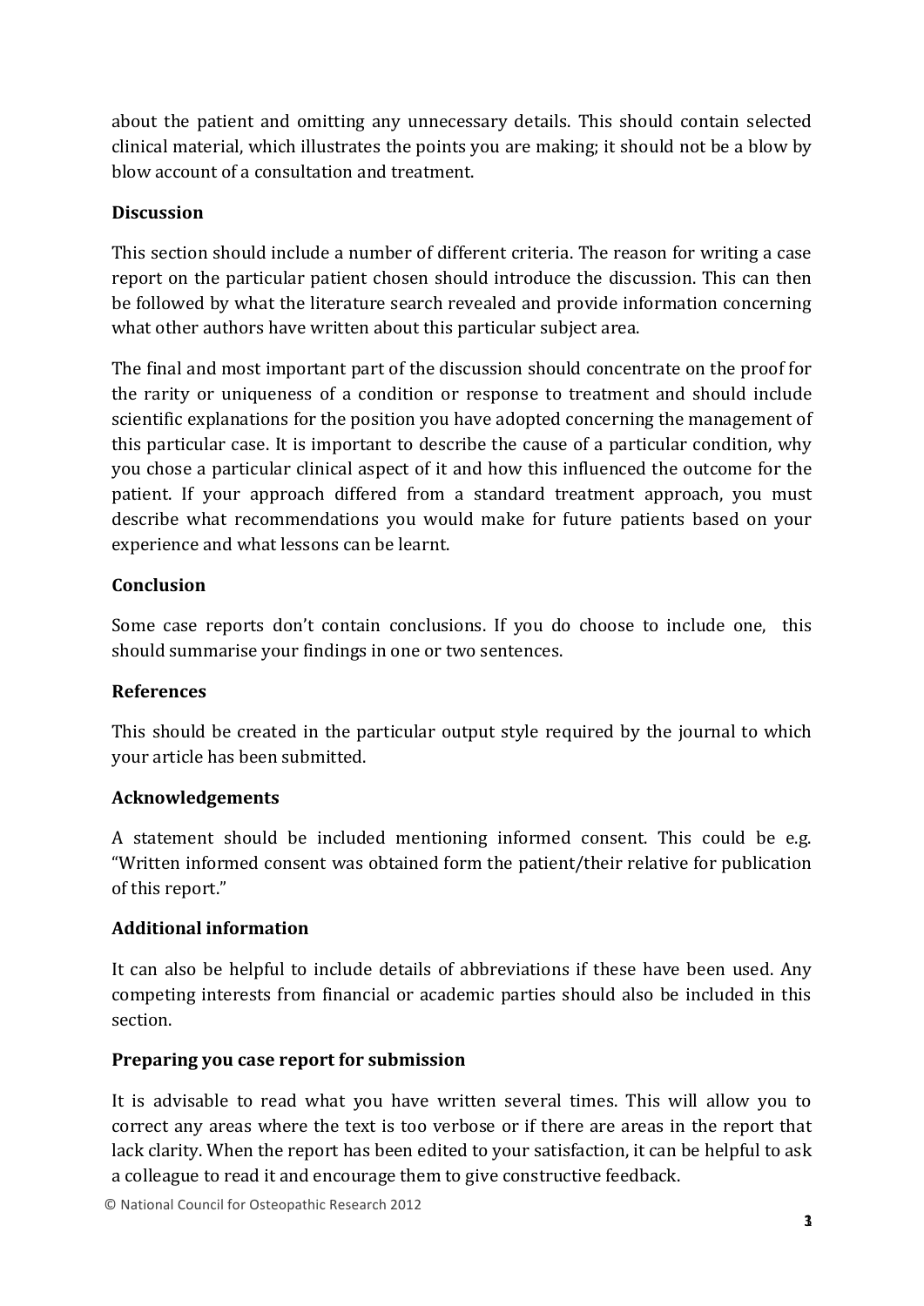about the patient and omitting any unnecessary details. This should contain selected clinical material, which illustrates the points you are making; it should not be a blow by blow account of a consultation and treatment.

**Discussion**

This section should include a number of different criteria. The reason for writing a case report on the particular patient chosen should introduce the discussion. This can then be followed by what the literature search revealed and provide information concerning what other authors have written about this particular subject area.

The final and most important part of the discussion should concentrate on the proof for the rarity or uniqueness of a condition or response to treatment and should include scientific explanations for the position you have adopted concerning the management of this particular case. It is important to describe the cause of a particular condition, why you chose a particular clinical aspect of it and how this influenced the outcome for the patient. If your approach differed from a standard treatment approach, you must describe what recommendations you would make for future patients based on your experience and what lessons can be learnt.

**Conclusion**

Some case reports don't contain conclusions. If you do choose to include one, this should summarise your findings in one or two sentences.

**References**

This should be created in the particular output style required by the journal to which your article has been submitted.

**Acknowledgements**

A statement should be included mentioning informed consent. This could be e.g. "Written informed consent was obtained form the patient/their relative for publication of this report."

**Additional information**

It can also be helpful to include details of abbreviations if these have been used. Any competing interests from financial or academic parties should also be included in this section.

**Preparing you case report for submission**

It is advisable to read what you have written several times. This will allow you to correct any areas where the text is too verbose or if there are areas in the report that lack clarity. When the report has been edited to your satisfaction, it can be helpful to ask a colleague to read it and encourage them to give constructive feedback.

© National Council for Osteopathic Research 2012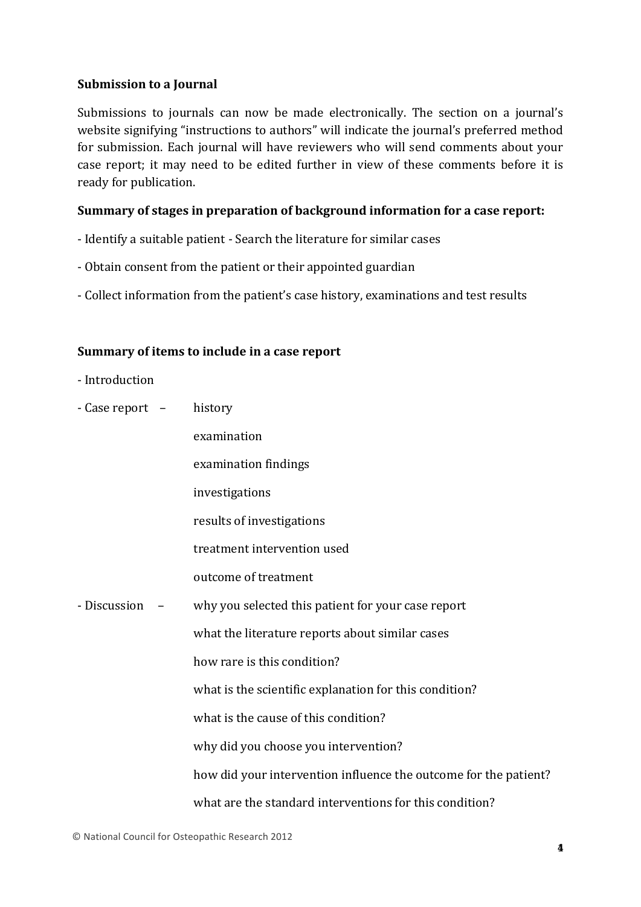**Submission to a Journal**

Submissions to journals can now be made electronically. The section on a journal's website signifying "instructions to authors" will indicate the journal's preferred method for submission. Each journal will have reviewers who will send comments about your case report; it may need to be edited further in view of these comments before it is ready for publication.

**Summary of stages in preparation of background information for a case report:**

- Identify a suitable patient - Search the literature for similar cases
- Obtain consent from the patient or their appointed guardian
- Collect information from the patient's case history, examinations and test results

**Summary of items to include in a case report**

- Introduction
- Case report –
  - history
  - examination
  - examination findings
  - investigations
  - results of investigations
  - treatment intervention used
  - outcome of treatment
- Discussion –
  - why you selected this patient for your case report
  - what the literature reports about similar cases
  - how rare is this condition?
  - what is the scientific explanation for this condition?
  - what is the cause of this condition?
  - why did you choose you intervention?
  - how did your intervention influence the outcome for the patient?
  - what are the standard interventions for this condition?

© National Council for Osteopathic Research 2012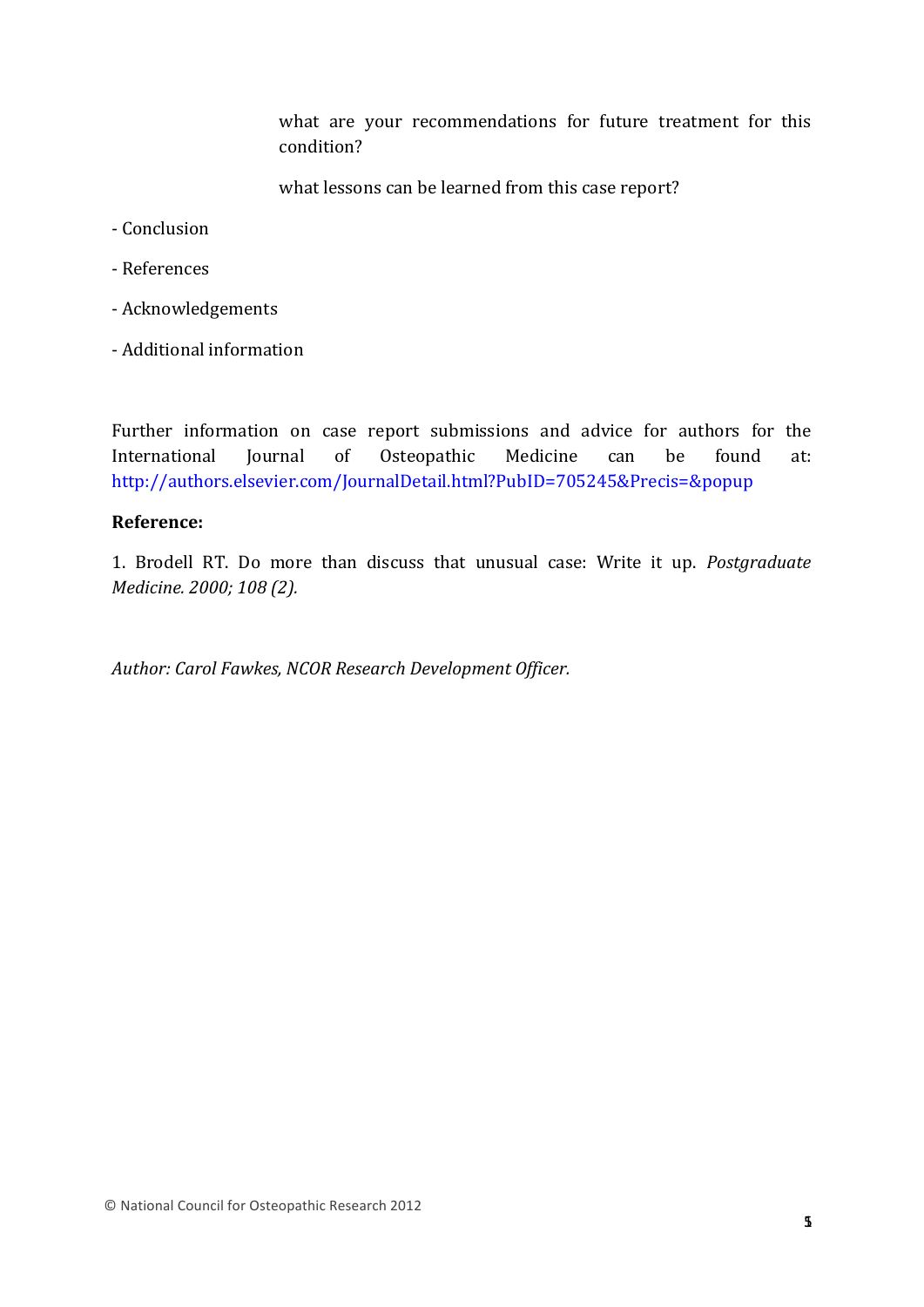what are your recommendations for future treatment for this condition?

what lessons can be learned from this case report?

- Conclusion

- References

- Acknowledgements

- Additional information

Further information on case report submissions and advice for authors for the International Journal of Osteopathic Medicine can be found at: http://authors.elsevier.com/JournalDetail.html?PubID=705245&Precis=&popup

**Reference:**

1. Brodell RT. Do more than discuss that unusual case: Write it up. *Postgraduate Medicine. 2000; 108 (2).*

*Author: Carol Fawkes, NCOR Research Development Officer.*

© National Council for Osteopathic Research 2012